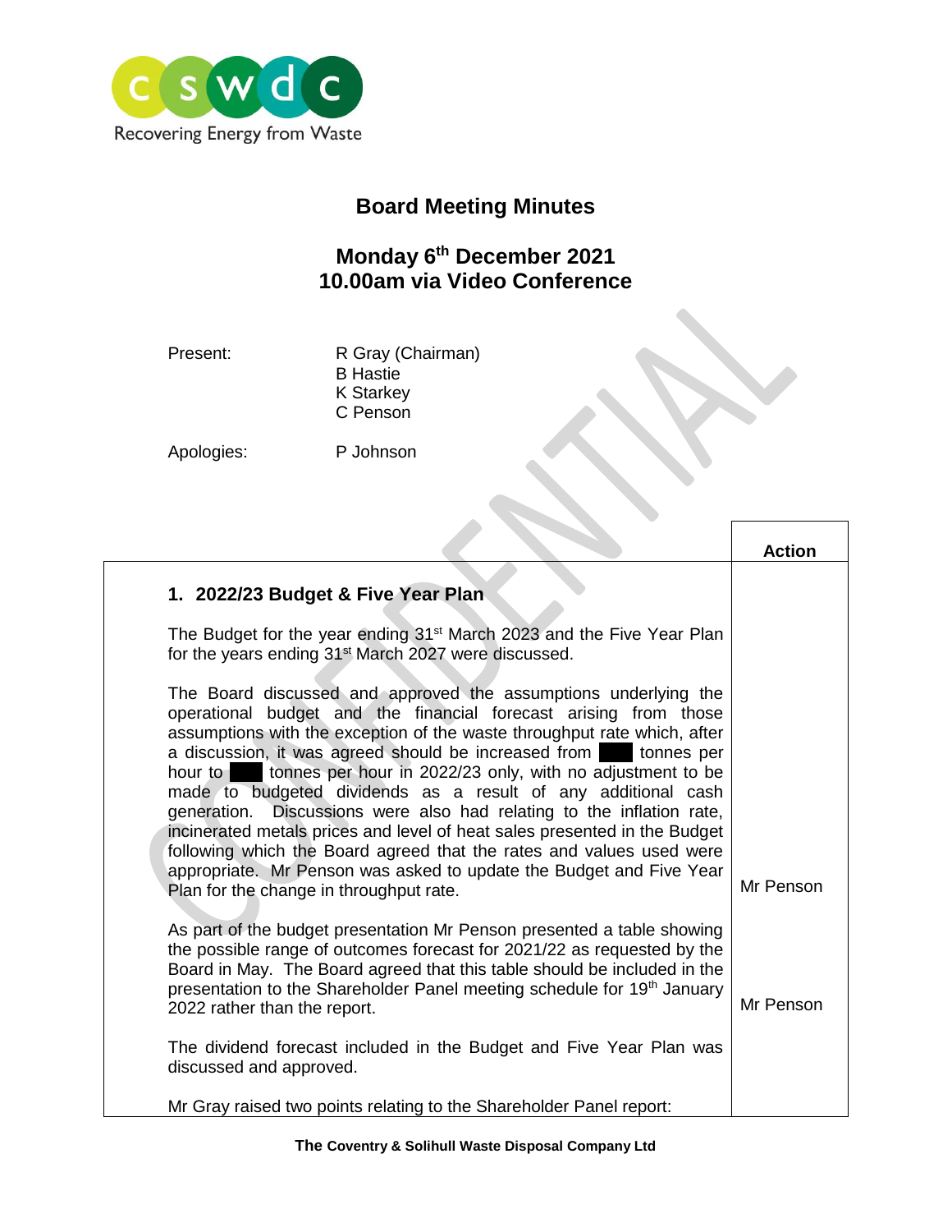cswdc
Recovering Energy from Waste

# Board Meeting Minutes

## Monday 6th December 2021
## 10.00am via Video Conference

| | |
|---|---|
| Present: | R Gray (Chairman)<br>B Hastie<br>K Starkey<br>C Penson |
| Apologies: | P Johnson |

| | Action |
|---|---|
| **1. 2022/23 Budget & Five Year Plan** | |
| The Budget for the year ending 31st March 2023 and the Five Year Plan for the years ending 31st March 2027 were discussed. | |
| The Board discussed and approved the assumptions underlying the operational budget and the financial forecast arising from those assumptions with the exception of the waste throughput rate which, after a discussion, it was agreed should be increased from ███ tonnes per hour to ███ tonnes per hour in 2022/23 only, with no adjustment to be made to budgeted dividends as a result of any additional cash generation. Discussions were also had relating to the inflation rate, incinerated metals prices and level of heat sales presented in the Budget following which the Board agreed that the rates and values used were appropriate. Mr Penson was asked to update the Budget and Five Year Plan for the change in throughput rate. | Mr Penson |
| As part of the budget presentation Mr Penson presented a table showing the possible range of outcomes forecast for 2021/22 as requested by the Board in May. The Board agreed that this table should be included in the presentation to the Shareholder Panel meeting schedule for 19th January 2022 rather than the report. | Mr Penson |
| The dividend forecast included in the Budget and Five Year Plan was discussed and approved. | |
| Mr Gray raised two points relating to the Shareholder Panel report: | |

The Coventry & Solihull Waste Disposal Company Ltd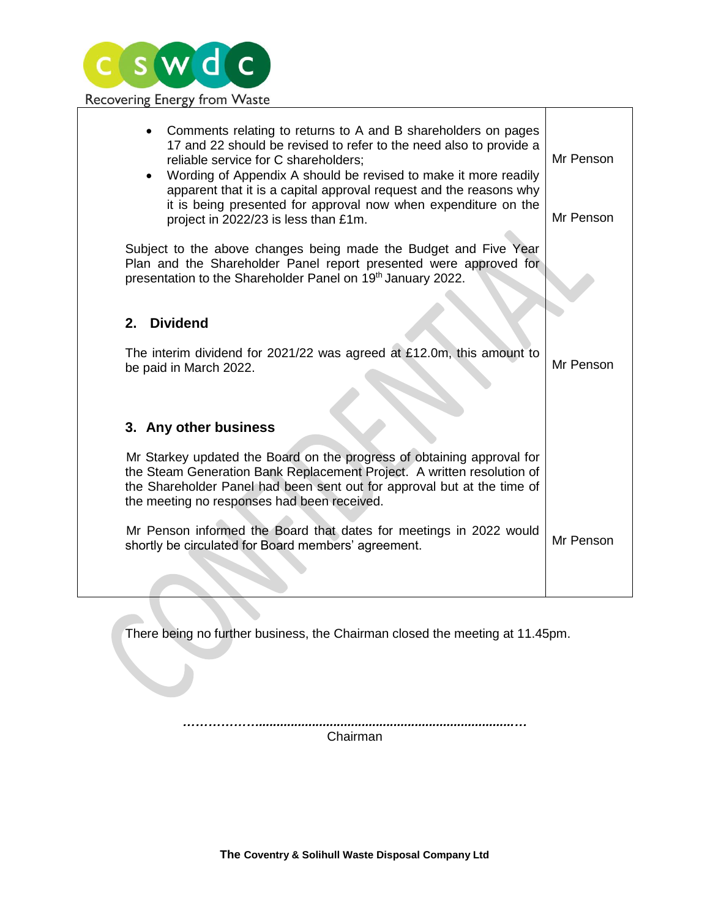| | |
|---|---|
| • Comments relating to returns to A and B shareholders on pages 17 and 22 should be revised to refer to the need also to provide a reliable service for C shareholders; | Mr Penson |
| • Wording of Appendix A should be revised to make it more readily apparent that it is a capital approval request and the reasons why it is being presented for approval now when expenditure on the project in 2022/23 is less than £1m. | Mr Penson |
| Subject to the above changes being made the Budget and Five Year Plan and the Shareholder Panel report presented were approved for presentation to the Shareholder Panel on 19th January 2022. | |
| **2. Dividend** | |
| The interim dividend for 2021/22 was agreed at £12.0m, this amount to be paid in March 2022. | Mr Penson |
| **3. Any other business** | |
| Mr Starkey updated the Board on the progress of obtaining approval for the Steam Generation Bank Replacement Project. A written resolution of the Shareholder Panel had been sent out for approval but at the time of the meeting no responses had been received. | |
| Mr Penson informed the Board that dates for meetings in 2022 would shortly be circulated for Board members' agreement. | Mr Penson |

There being no further business, the Chairman closed the meeting at 11.45pm.

……………………………………………………………………………

Chairman

**The Coventry & Solihull Waste Disposal Company Ltd**